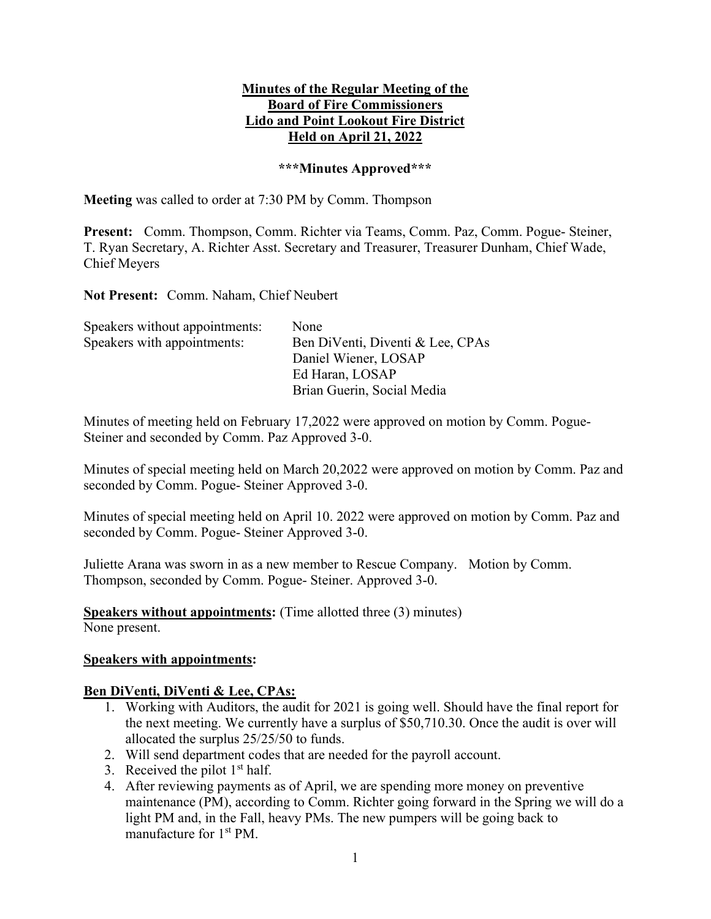**Minutes of the Regular Meeting of the**
**Board of Fire Commissioners**
**Lido and Point Lookout Fire District**
**Held on April 21, 2022**

**\*\*\*Minutes Approved\*\*\***

**Meeting** was called to order at 7:30 PM by Comm. Thompson

**Present:** Comm. Thompson, Comm. Richter via Teams, Comm. Paz, Comm. Pogue- Steiner, T. Ryan Secretary, A. Richter Asst. Secretary and Treasurer, Treasurer Dunham, Chief Wade, Chief Meyers

**Not Present:** Comm. Naham, Chief Neubert

| | |
|---|---|
| Speakers without appointments: | None |
| Speakers with appointments: | Ben DiVenti, Diventi & Lee, CPAs |
| | Daniel Wiener, LOSAP |
| | Ed Haran, LOSAP |
| | Brian Guerin, Social Media |

Minutes of meeting held on February 17,2022 were approved on motion by Comm. Pogue-Steiner and seconded by Comm. Paz Approved 3-0.

Minutes of special meeting held on March 20,2022 were approved on motion by Comm. Paz and seconded by Comm. Pogue- Steiner Approved 3-0.

Minutes of special meeting held on April 10. 2022 were approved on motion by Comm. Paz and seconded by Comm. Pogue- Steiner Approved 3-0.

Juliette Arana was sworn in as a new member to Rescue Company. Motion by Comm. Thompson, seconded by Comm. Pogue- Steiner. Approved 3-0.

**Speakers without appointments:** (Time allotted three (3) minutes)
None present.

**Speakers with appointments:**

**Ben DiVenti, DiVenti & Lee, CPAs:**

1. Working with Auditors, the audit for 2021 is going well. Should have the final report for the next meeting. We currently have a surplus of $50,710.30. Once the audit is over will allocated the surplus 25/25/50 to funds.
2. Will send department codes that are needed for the payroll account.
3. Received the pilot 1st half.
4. After reviewing payments as of April, we are spending more money on preventive maintenance (PM), according to Comm. Richter going forward in the Spring we will do a light PM and, in the Fall, heavy PMs. The new pumpers will be going back to manufacture for 1st PM.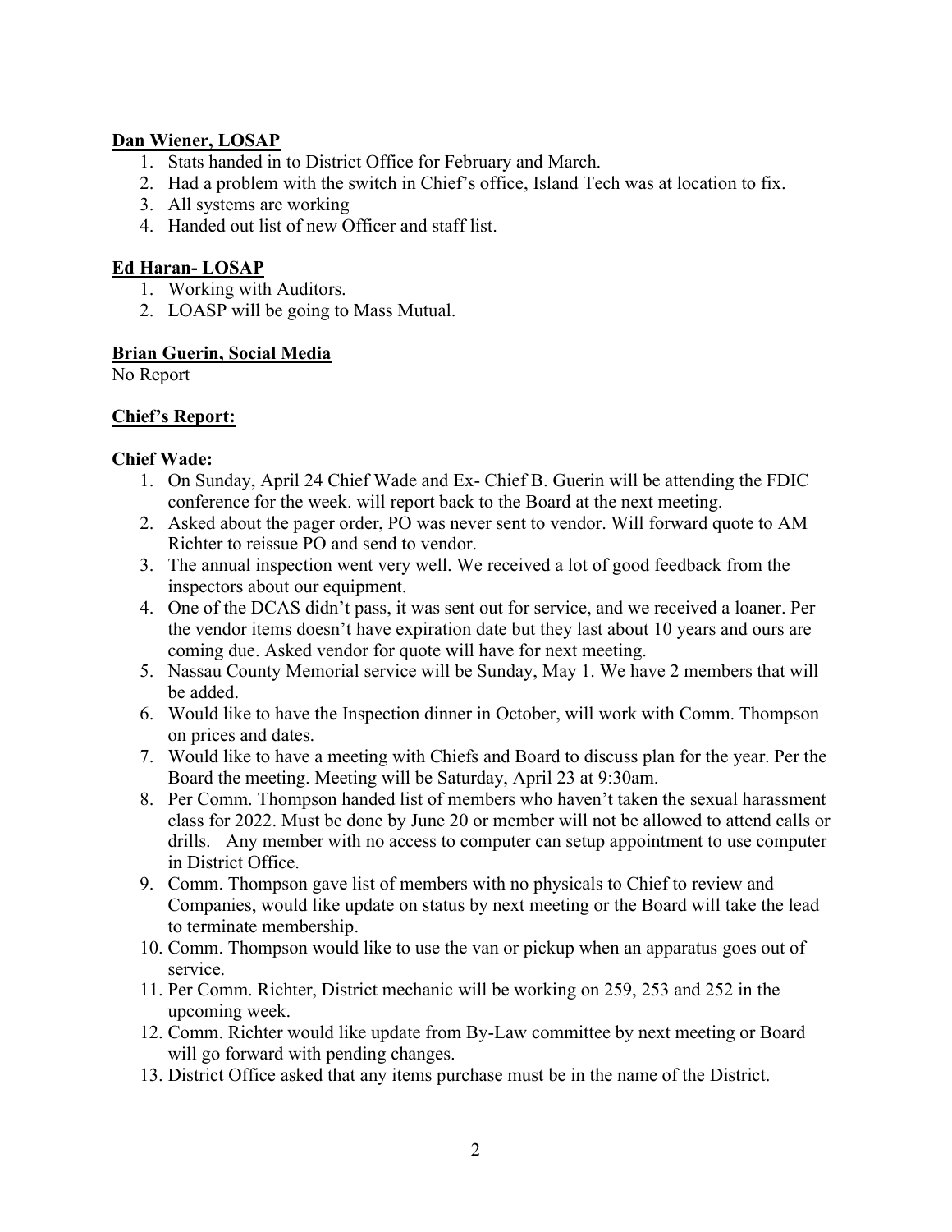**Dan Wiener, LOSAP**

1. Stats handed in to District Office for February and March.
2. Had a problem with the switch in Chief's office, Island Tech was at location to fix.
3. All systems are working
4. Handed out list of new Officer and staff list.

**Ed Haran- LOSAP**

1. Working with Auditors.
2. LOASP will be going to Mass Mutual.

**Brian Guerin, Social Media**

No Report

**Chief's Report:**

**Chief Wade:**

1. On Sunday, April 24 Chief Wade and Ex- Chief B. Guerin will be attending the FDIC conference for the week. will report back to the Board at the next meeting.
2. Asked about the pager order, PO was never sent to vendor. Will forward quote to AM Richter to reissue PO and send to vendor.
3. The annual inspection went very well. We received a lot of good feedback from the inspectors about our equipment.
4. One of the DCAS didn't pass, it was sent out for service, and we received a loaner. Per the vendor items doesn't have expiration date but they last about 10 years and ours are coming due. Asked vendor for quote will have for next meeting.
5. Nassau County Memorial service will be Sunday, May 1. We have 2 members that will be added.
6. Would like to have the Inspection dinner in October, will work with Comm. Thompson on prices and dates.
7. Would like to have a meeting with Chiefs and Board to discuss plan for the year. Per the Board the meeting. Meeting will be Saturday, April 23 at 9:30am.
8. Per Comm. Thompson handed list of members who haven't taken the sexual harassment class for 2022. Must be done by June 20 or member will not be allowed to attend calls or drills. Any member with no access to computer can setup appointment to use computer in District Office.
9. Comm. Thompson gave list of members with no physicals to Chief to review and Companies, would like update on status by next meeting or the Board will take the lead to terminate membership.
10. Comm. Thompson would like to use the van or pickup when an apparatus goes out of service.
11. Per Comm. Richter, District mechanic will be working on 259, 253 and 252 in the upcoming week.
12. Comm. Richter would like update from By-Law committee by next meeting or Board will go forward with pending changes.
13. District Office asked that any items purchase must be in the name of the District.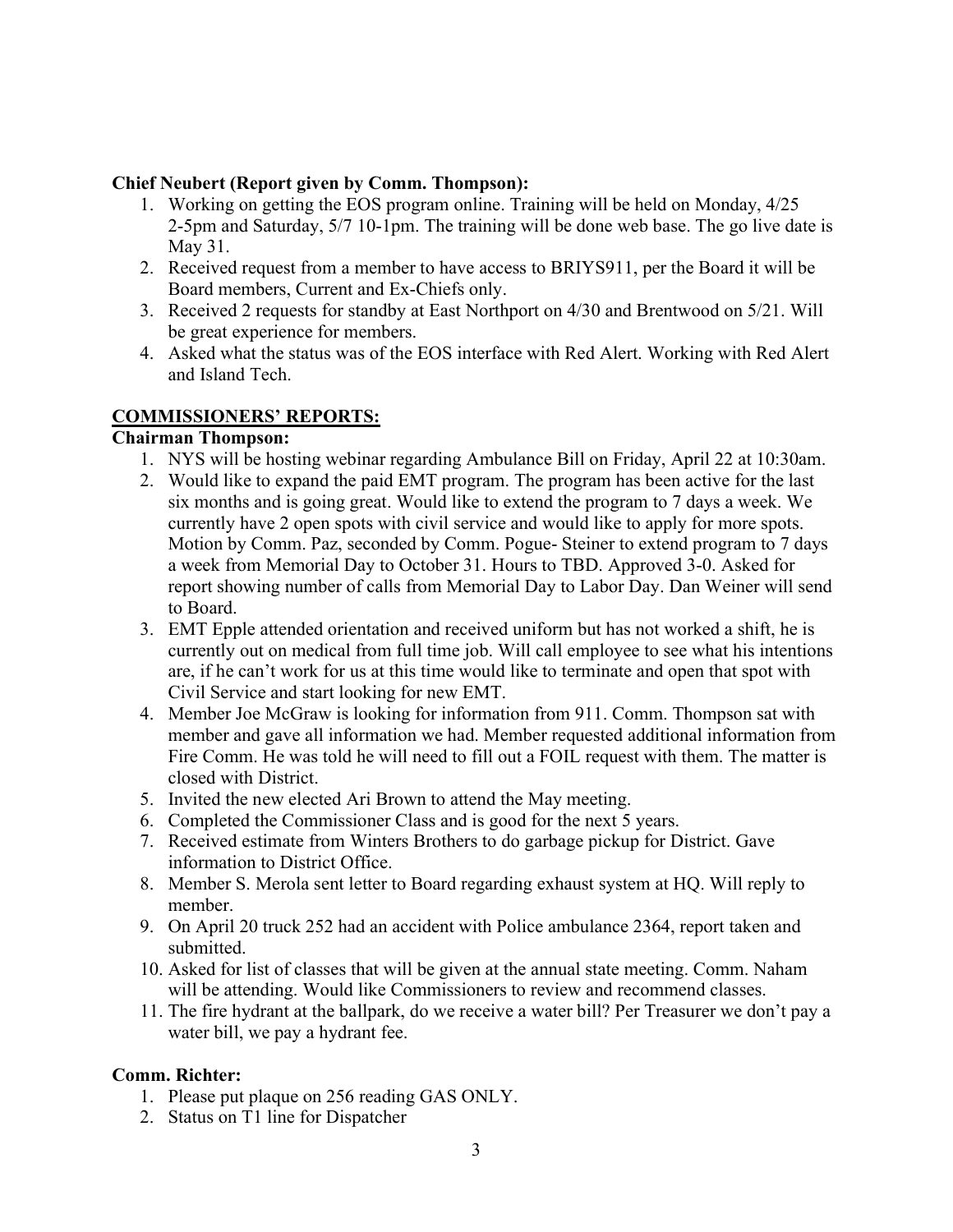**Chief Neubert (Report given by Comm. Thompson):**

1. Working on getting the EOS program online. Training will be held on Monday, 4/25 2-5pm and Saturday, 5/7 10-1pm. The training will be done web base. The go live date is May 31.
2. Received request from a member to have access to BRIYS911, per the Board it will be Board members, Current and Ex-Chiefs only.
3. Received 2 requests for standby at East Northport on 4/30 and Brentwood on 5/21. Will be great experience for members.
4. Asked what the status was of the EOS interface with Red Alert. Working with Red Alert and Island Tech.

## COMMISSIONERS' REPORTS:

**Chairman Thompson:**

1. NYS will be hosting webinar regarding Ambulance Bill on Friday, April 22 at 10:30am.
2. Would like to expand the paid EMT program. The program has been active for the last six months and is going great. Would like to extend the program to 7 days a week. We currently have 2 open spots with civil service and would like to apply for more spots. Motion by Comm. Paz, seconded by Comm. Pogue- Steiner to extend program to 7 days a week from Memorial Day to October 31. Hours to TBD. Approved 3-0. Asked for report showing number of calls from Memorial Day to Labor Day. Dan Weiner will send to Board.
3. EMT Epple attended orientation and received uniform but has not worked a shift, he is currently out on medical from full time job. Will call employee to see what his intentions are, if he can't work for us at this time would like to terminate and open that spot with Civil Service and start looking for new EMT.
4. Member Joe McGraw is looking for information from 911. Comm. Thompson sat with member and gave all information we had. Member requested additional information from Fire Comm. He was told he will need to fill out a FOIL request with them. The matter is closed with District.
5. Invited the new elected Ari Brown to attend the May meeting.
6. Completed the Commissioner Class and is good for the next 5 years.
7. Received estimate from Winters Brothers to do garbage pickup for District. Gave information to District Office.
8. Member S. Merola sent letter to Board regarding exhaust system at HQ. Will reply to member.
9. On April 20 truck 252 had an accident with Police ambulance 2364, report taken and submitted.
10. Asked for list of classes that will be given at the annual state meeting. Comm. Naham will be attending. Would like Commissioners to review and recommend classes.
11. The fire hydrant at the ballpark, do we receive a water bill? Per Treasurer we don't pay a water bill, we pay a hydrant fee.

**Comm. Richter:**

1. Please put plaque on 256 reading GAS ONLY.
2. Status on T1 line for Dispatcher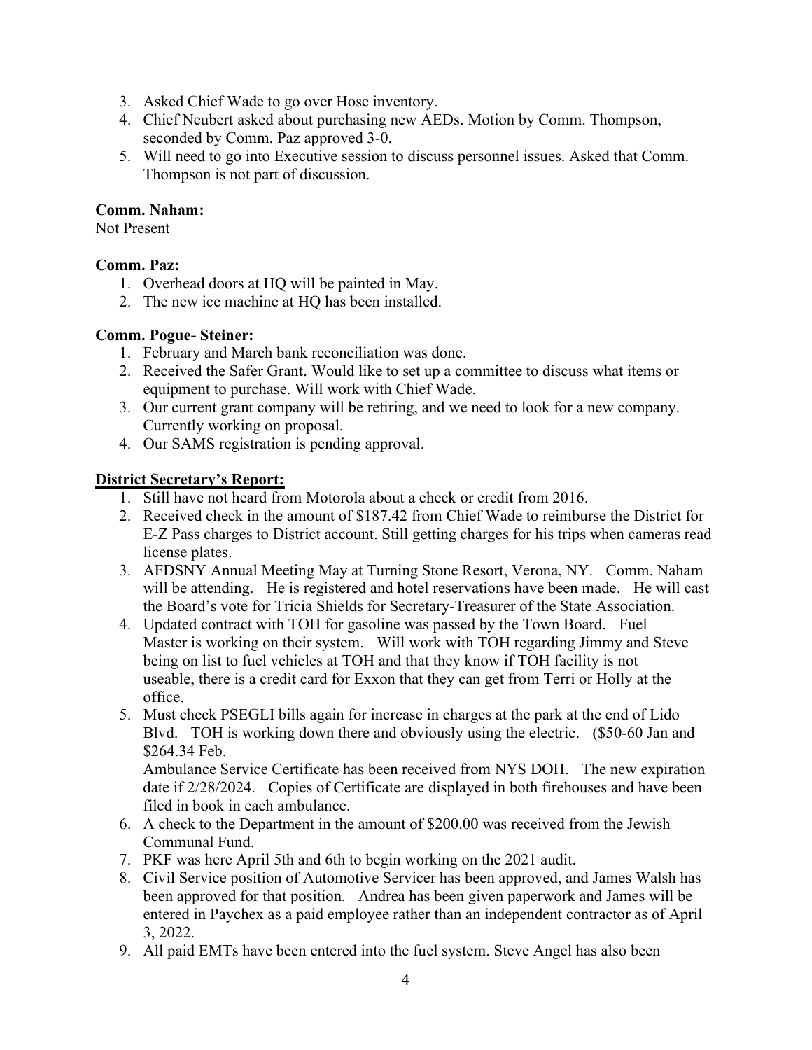3. Asked Chief Wade to go over Hose inventory.
4. Chief Neubert asked about purchasing new AEDs. Motion by Comm. Thompson, seconded by Comm. Paz approved 3-0.
5. Will need to go into Executive session to discuss personnel issues. Asked that Comm. Thompson is not part of discussion.

**Comm. Naham:**

Not Present

**Comm. Paz:**

1. Overhead doors at HQ will be painted in May.
2. The new ice machine at HQ has been installed.

**Comm. Pogue- Steiner:**

1. February and March bank reconciliation was done.
2. Received the Safer Grant. Would like to set up a committee to discuss what items or equipment to purchase. Will work with Chief Wade.
3. Our current grant company will be retiring, and we need to look for a new company. Currently working on proposal.
4. Our SAMS registration is pending approval.

**District Secretary's Report:**

1. Still have not heard from Motorola about a check or credit from 2016.
2. Received check in the amount of $187.42 from Chief Wade to reimburse the District for E-Z Pass charges to District account. Still getting charges for his trips when cameras read license plates.
3. AFDSNY Annual Meeting May at Turning Stone Resort, Verona, NY. Comm. Naham will be attending. He is registered and hotel reservations have been made. He will cast the Board's vote for Tricia Shields for Secretary-Treasurer of the State Association.
4. Updated contract with TOH for gasoline was passed by the Town Board. Fuel Master is working on their system. Will work with TOH regarding Jimmy and Steve being on list to fuel vehicles at TOH and that they know if TOH facility is not useable, there is a credit card for Exxon that they can get from Terri or Holly at the office.
5. Must check PSEGLI bills again for increase in charges at the park at the end of Lido Blvd. TOH is working down there and obviously using the electric. ($50-60 Jan and $264.34 Feb.

   Ambulance Service Certificate has been received from NYS DOH. The new expiration date if 2/28/2024. Copies of Certificate are displayed in both firehouses and have been filed in book in each ambulance.
6. A check to the Department in the amount of $200.00 was received from the Jewish Communal Fund.
7. PKF was here April 5th and 6th to begin working on the 2021 audit.
8. Civil Service position of Automotive Servicer has been approved, and James Walsh has been approved for that position. Andrea has been given paperwork and James will be entered in Paychex as a paid employee rather than an independent contractor as of April 3, 2022.
9. All paid EMTs have been entered into the fuel system. Steve Angel has also been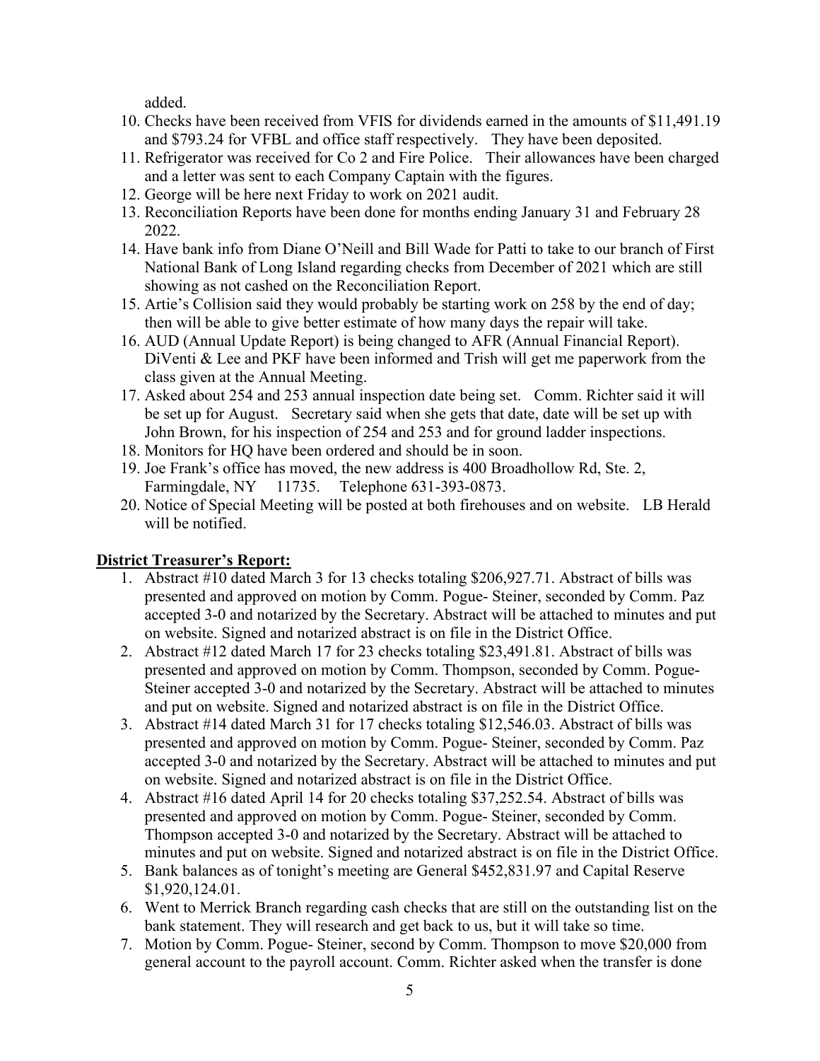added.

10. Checks have been received from VFIS for dividends earned in the amounts of $11,491.19 and $793.24 for VFBL and office staff respectively. They have been deposited.
11. Refrigerator was received for Co 2 and Fire Police. Their allowances have been charged and a letter was sent to each Company Captain with the figures.
12. George will be here next Friday to work on 2021 audit.
13. Reconciliation Reports have been done for months ending January 31 and February 28 2022.
14. Have bank info from Diane O'Neill and Bill Wade for Patti to take to our branch of First National Bank of Long Island regarding checks from December of 2021 which are still showing as not cashed on the Reconciliation Report.
15. Artie's Collision said they would probably be starting work on 258 by the end of day; then will be able to give better estimate of how many days the repair will take.
16. AUD (Annual Update Report) is being changed to AFR (Annual Financial Report). DiVenti & Lee and PKF have been informed and Trish will get me paperwork from the class given at the Annual Meeting.
17. Asked about 254 and 253 annual inspection date being set. Comm. Richter said it will be set up for August. Secretary said when she gets that date, date will be set up with John Brown, for his inspection of 254 and 253 and for ground ladder inspections.
18. Monitors for HQ have been ordered and should be in soon.
19. Joe Frank's office has moved, the new address is 400 Broadhollow Rd, Ste. 2, Farmingdale, NY 11735. Telephone 631-393-0873.
20. Notice of Special Meeting will be posted at both firehouses and on website. LB Herald will be notified.

**District Treasurer's Report:**

1. Abstract #10 dated March 3 for 13 checks totaling $206,927.71. Abstract of bills was presented and approved on motion by Comm. Pogue- Steiner, seconded by Comm. Paz accepted 3-0 and notarized by the Secretary. Abstract will be attached to minutes and put on website. Signed and notarized abstract is on file in the District Office.
2. Abstract #12 dated March 17 for 23 checks totaling $23,491.81. Abstract of bills was presented and approved on motion by Comm. Thompson, seconded by Comm. Pogue-Steiner accepted 3-0 and notarized by the Secretary. Abstract will be attached to minutes and put on website. Signed and notarized abstract is on file in the District Office.
3. Abstract #14 dated March 31 for 17 checks totaling $12,546.03. Abstract of bills was presented and approved on motion by Comm. Pogue- Steiner, seconded by Comm. Paz accepted 3-0 and notarized by the Secretary. Abstract will be attached to minutes and put on website. Signed and notarized abstract is on file in the District Office.
4. Abstract #16 dated April 14 for 20 checks totaling $37,252.54. Abstract of bills was presented and approved on motion by Comm. Pogue- Steiner, seconded by Comm. Thompson accepted 3-0 and notarized by the Secretary. Abstract will be attached to minutes and put on website. Signed and notarized abstract is on file in the District Office.
5. Bank balances as of tonight's meeting are General $452,831.97 and Capital Reserve $1,920,124.01.
6. Went to Merrick Branch regarding cash checks that are still on the outstanding list on the bank statement. They will research and get back to us, but it will take so time.
7. Motion by Comm. Pogue- Steiner, second by Comm. Thompson to move $20,000 from general account to the payroll account. Comm. Richter asked when the transfer is done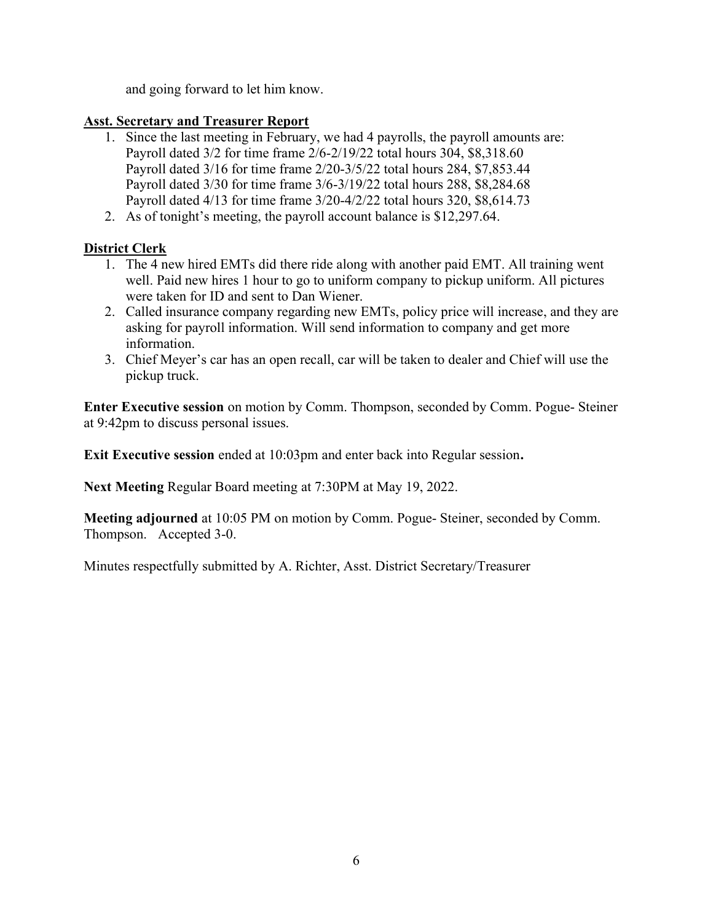and going forward to let him know.

**Asst. Secretary and Treasurer Report**

1. Since the last meeting in February, we had 4 payrolls, the payroll amounts are:
   Payroll dated 3/2 for time frame 2/6-2/19/22 total hours 304, $8,318.60
   Payroll dated 3/16 for time frame 2/20-3/5/22 total hours 284, $7,853.44
   Payroll dated 3/30 for time frame 3/6-3/19/22 total hours 288, $8,284.68
   Payroll dated 4/13 for time frame 3/20-4/2/22 total hours 320, $8,614.73
2. As of tonight's meeting, the payroll account balance is $12,297.64.

**District Clerk**

1. The 4 new hired EMTs did there ride along with another paid EMT. All training went well. Paid new hires 1 hour to go to uniform company to pickup uniform. All pictures were taken for ID and sent to Dan Wiener.
2. Called insurance company regarding new EMTs, policy price will increase, and they are asking for payroll information. Will send information to company and get more information.
3. Chief Meyer's car has an open recall, car will be taken to dealer and Chief will use the pickup truck.

**Enter Executive session** on motion by Comm. Thompson, seconded by Comm. Pogue- Steiner at 9:42pm to discuss personal issues.

**Exit Executive session** ended at 10:03pm and enter back into Regular session**.**

**Next Meeting** Regular Board meeting at 7:30PM at May 19, 2022.

**Meeting adjourned** at 10:05 PM on motion by Comm. Pogue- Steiner, seconded by Comm. Thompson. Accepted 3-0.

Minutes respectfully submitted by A. Richter, Asst. District Secretary/Treasurer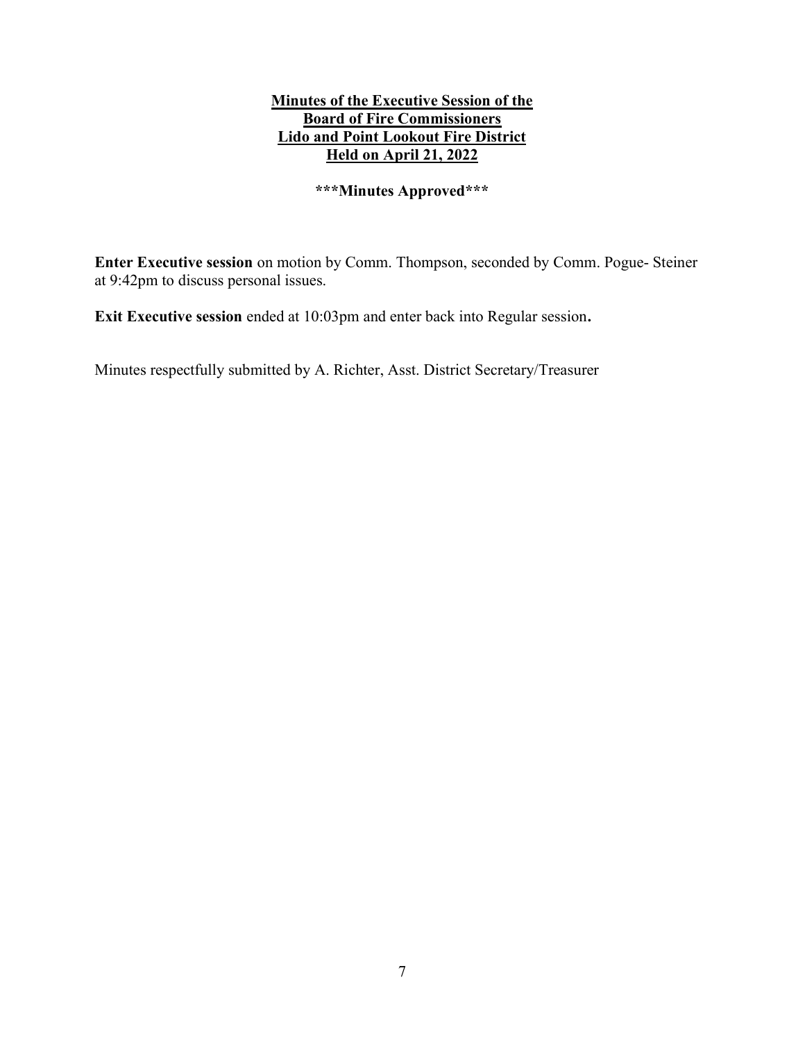**Minutes of the Executive Session of the**
**Board of Fire Commissioners**
**Lido and Point Lookout Fire District**
**Held on April 21, 2022**

**\*\*\*Minutes Approved\*\*\***

**Enter Executive session** on motion by Comm. Thompson, seconded by Comm. Pogue- Steiner at 9:42pm to discuss personal issues.

**Exit Executive session** ended at 10:03pm and enter back into Regular session**.**

Minutes respectfully submitted by A. Richter, Asst. District Secretary/Treasurer